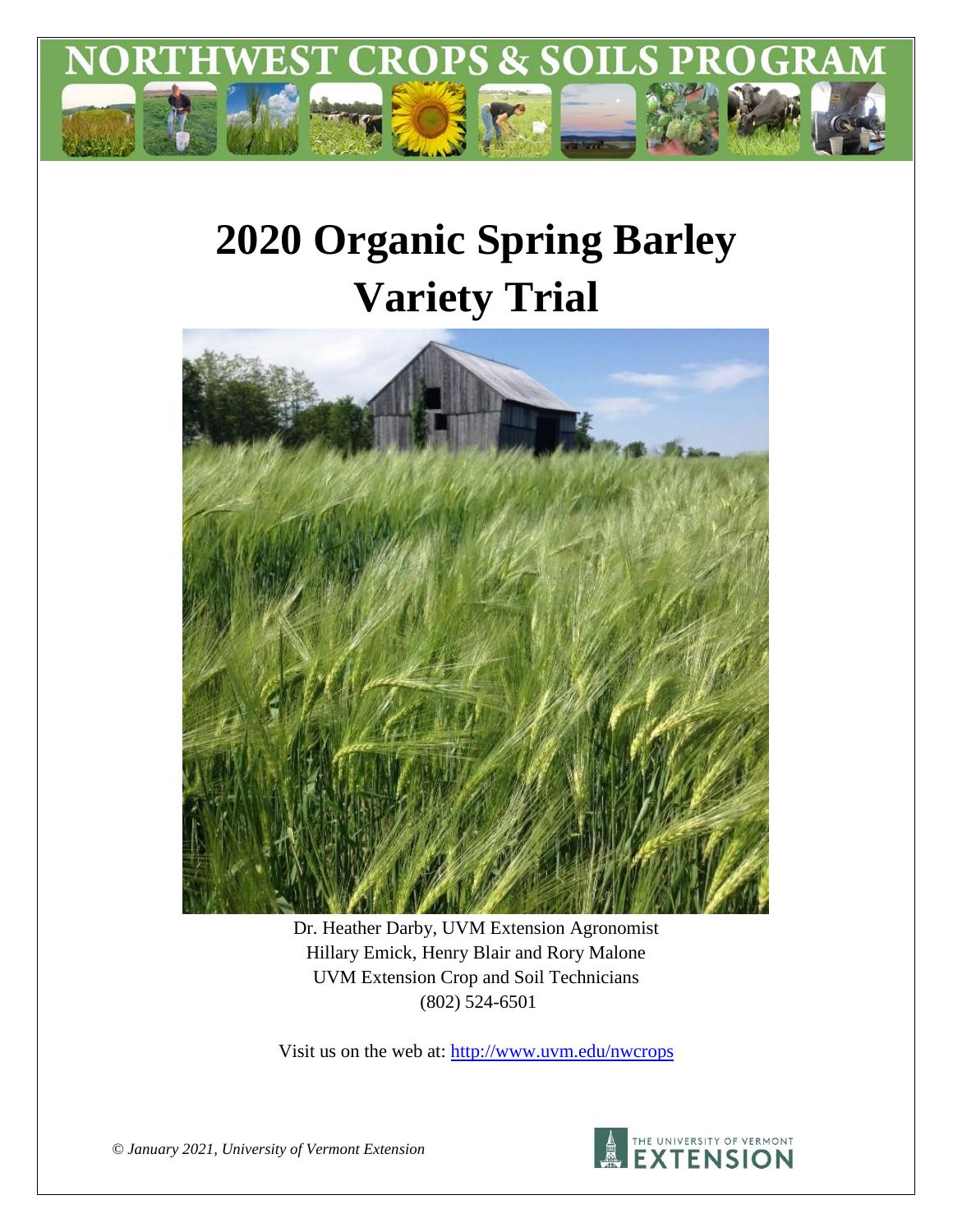# NORTHWEST CROPS & SOILS PROGRAM

# 2020 Organic Spring Barley Variety Trial

Dr. Heather Darby, UVM Extension Agronomist
Hillary Emick, Henry Blair and Rory Malone
UVM Extension Crop and Soil Technicians
(802) 524-6501

Visit us on the web at: http://www.uvm.edu/nwcrops

*© January 2021, University of Vermont Extension*

THE UNIVERSITY OF VERMONT EXTENSION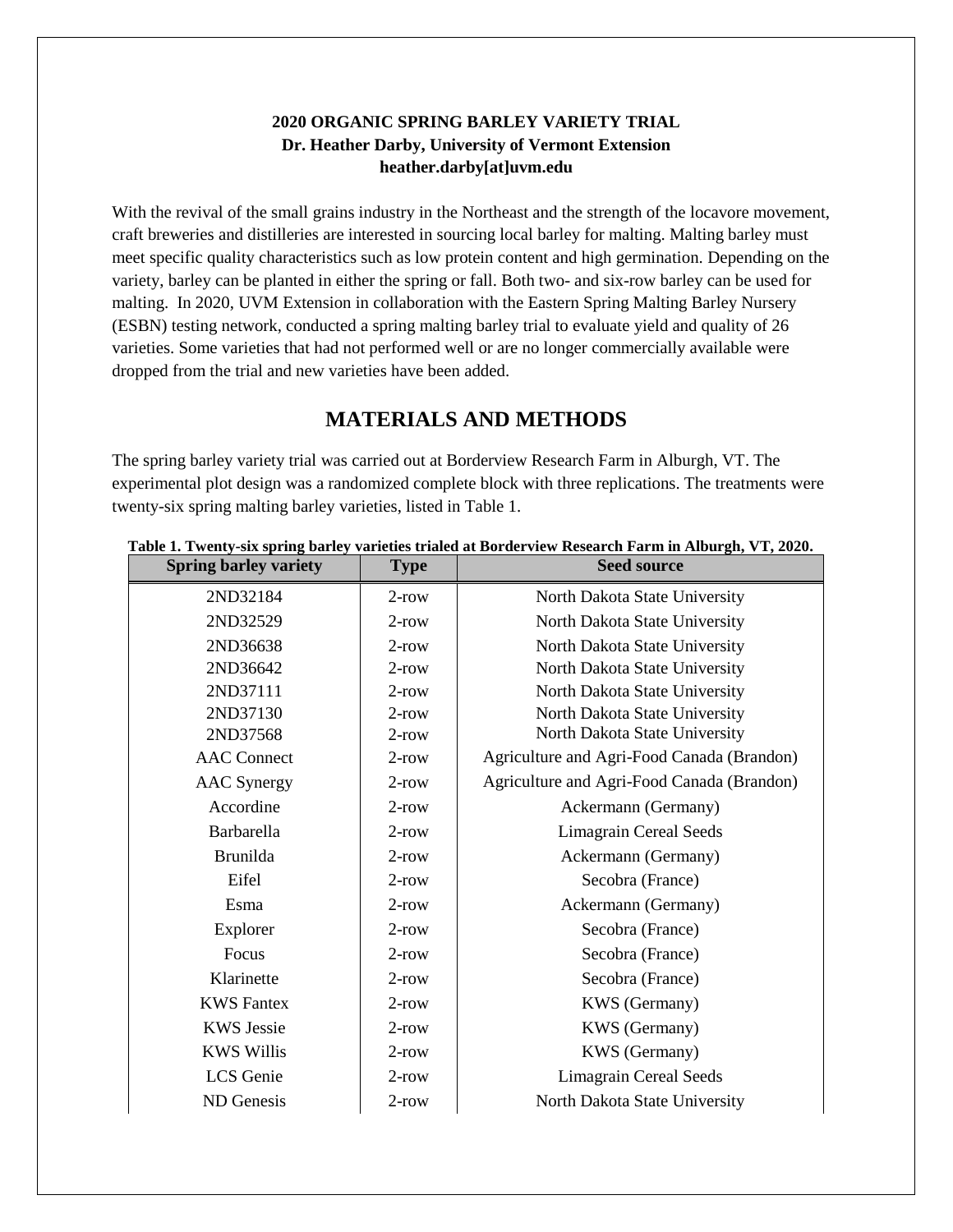**2020 ORGANIC SPRING BARLEY VARIETY TRIAL**
**Dr. Heather Darby, University of Vermont Extension**
**heather.darby[at]uvm.edu**

With the revival of the small grains industry in the Northeast and the strength of the locavore movement, craft breweries and distilleries are interested in sourcing local barley for malting. Malting barley must meet specific quality characteristics such as low protein content and high germination. Depending on the variety, barley can be planted in either the spring or fall. Both two- and six-row barley can be used for malting. In 2020, UVM Extension in collaboration with the Eastern Spring Malting Barley Nursery (ESBN) testing network, conducted a spring malting barley trial to evaluate yield and quality of 26 varieties. Some varieties that had not performed well or are no longer commercially available were dropped from the trial and new varieties have been added.

## MATERIALS AND METHODS

The spring barley variety trial was carried out at Borderview Research Farm in Alburgh, VT. The experimental plot design was a randomized complete block with three replications. The treatments were twenty-six spring malting barley varieties, listed in Table 1.

**Table 1. Twenty-six spring barley varieties trialed at Borderview Research Farm in Alburgh, VT, 2020.**

| Spring barley variety | Type | Seed source |
|---|---|---|
| 2ND32184 | 2-row | North Dakota State University |
| 2ND32529 | 2-row | North Dakota State University |
| 2ND36638 | 2-row | North Dakota State University |
| 2ND36642 | 2-row | North Dakota State University |
| 2ND37111 | 2-row | North Dakota State University |
| 2ND37130 | 2-row | North Dakota State University |
| 2ND37568 | 2-row | North Dakota State University |
| AAC Connect | 2-row | Agriculture and Agri-Food Canada (Brandon) |
| AAC Synergy | 2-row | Agriculture and Agri-Food Canada (Brandon) |
| Accordine | 2-row | Ackermann (Germany) |
| Barbarella | 2-row | Limagrain Cereal Seeds |
| Brunilda | 2-row | Ackermann (Germany) |
| Eifel | 2-row | Secobra (France) |
| Esma | 2-row | Ackermann (Germany) |
| Explorer | 2-row | Secobra (France) |
| Focus | 2-row | Secobra (France) |
| Klarinette | 2-row | Secobra (France) |
| KWS Fantex | 2-row | KWS (Germany) |
| KWS Jessie | 2-row | KWS (Germany) |
| KWS Willis | 2-row | KWS (Germany) |
| LCS Genie | 2-row | Limagrain Cereal Seeds |
| ND Genesis | 2-row | North Dakota State University |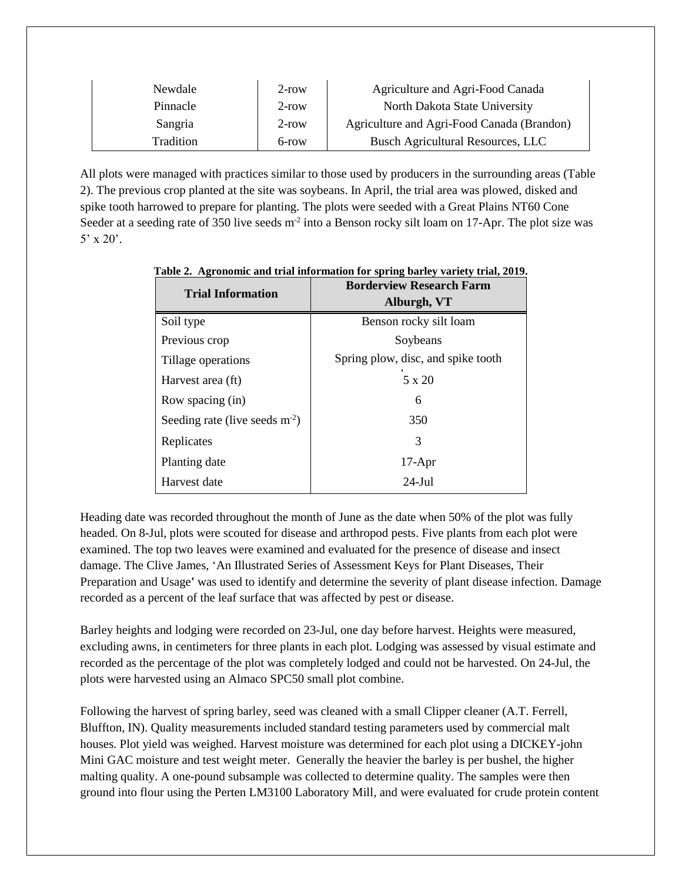| Newdale | 2-row | Agriculture and Agri-Food Canada |
|---|---|---|
| Pinnacle | 2-row | North Dakota State University |
| Sangria | 2-row | Agriculture and Agri-Food Canada (Brandon) |
| Tradition | 6-row | Busch Agricultural Resources, LLC |

All plots were managed with practices similar to those used by producers in the surrounding areas (Table 2). The previous crop planted at the site was soybeans. In April, the trial area was plowed, disked and spike tooth harrowed to prepare for planting. The plots were seeded with a Great Plains NT60 Cone Seeder at a seeding rate of 350 live seeds m$^{-2}$ into a Benson rocky silt loam on 17-Apr. The plot size was 5' x 20'.

**Table 2. Agronomic and trial information for spring barley variety trial, 2019.**

| Trial Information | Borderview Research Farm Alburgh, VT |
|---|---|
| Soil type | Benson rocky silt loam |
| Previous crop | Soybeans |
| Tillage operations | Spring plow, disc, and spike tooth |
| Harvest area (ft) | 5 x 20 |
| Row spacing (in) | 6 |
| Seeding rate (live seeds m$^{-2}$) | 350 |
| Replicates | 3 |
| Planting date | 17-Apr |
| Harvest date | 24-Jul |

Heading date was recorded throughout the month of June as the date when 50% of the plot was fully headed. On 8-Jul, plots were scouted for disease and arthropod pests. Five plants from each plot were examined. The top two leaves were examined and evaluated for the presence of disease and insect damage. The Clive James, 'An Illustrated Series of Assessment Keys for Plant Diseases, Their Preparation and Usage' was used to identify and determine the severity of plant disease infection. Damage recorded as a percent of the leaf surface that was affected by pest or disease.

Barley heights and lodging were recorded on 23-Jul, one day before harvest. Heights were measured, excluding awns, in centimeters for three plants in each plot. Lodging was assessed by visual estimate and recorded as the percentage of the plot was completely lodged and could not be harvested. On 24-Jul, the plots were harvested using an Almaco SPC50 small plot combine.

Following the harvest of spring barley, seed was cleaned with a small Clipper cleaner (A.T. Ferrell, Bluffton, IN). Quality measurements included standard testing parameters used by commercial malt houses. Plot yield was weighed. Harvest moisture was determined for each plot using a DICKEY-john Mini GAC moisture and test weight meter. Generally the heavier the barley is per bushel, the higher malting quality. A one-pound subsample was collected to determine quality. The samples were then ground into flour using the Perten LM3100 Laboratory Mill, and were evaluated for crude protein content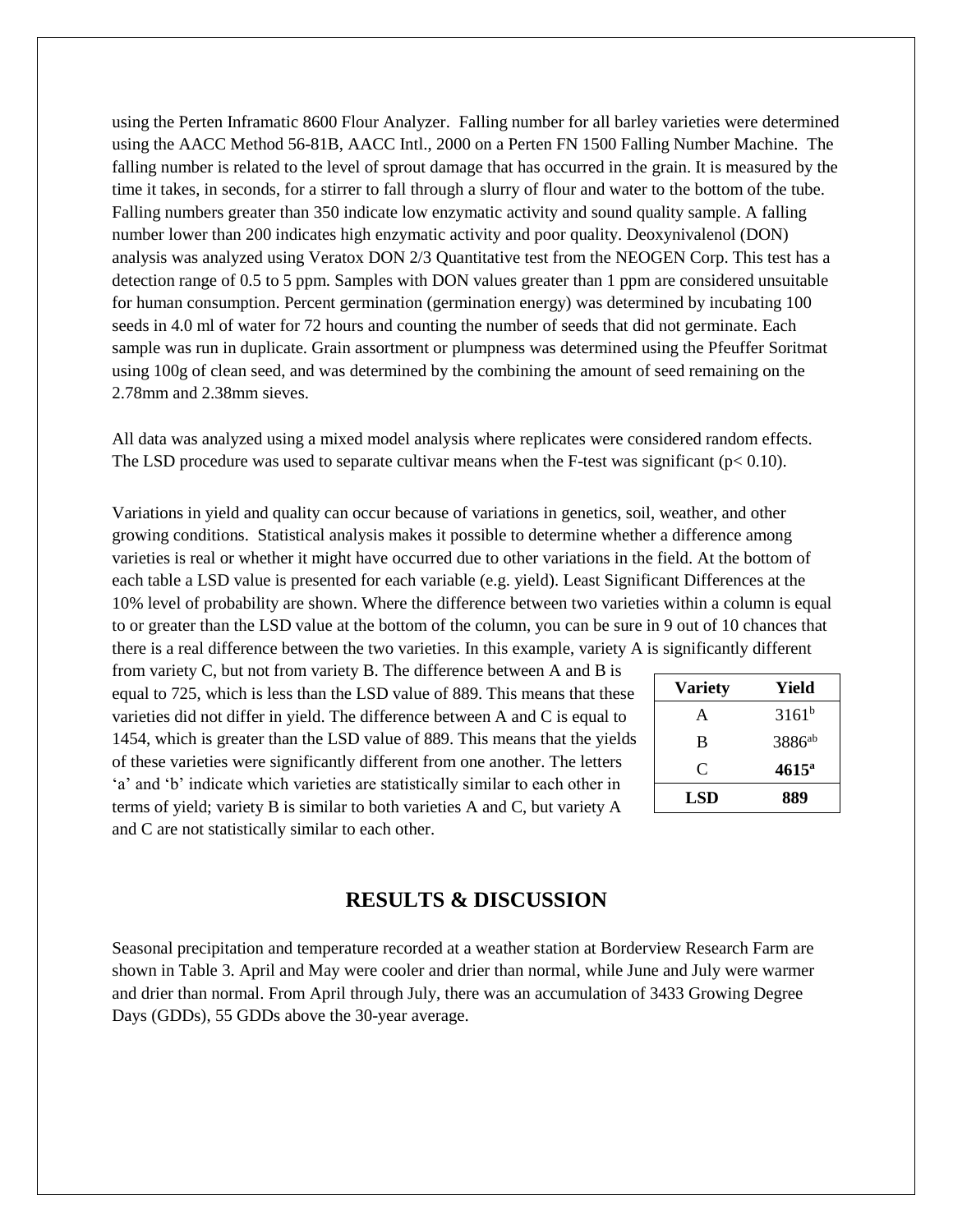using the Perten Inframatic 8600 Flour Analyzer. Falling number for all barley varieties were determined using the AACC Method 56-81B, AACC Intl., 2000 on a Perten FN 1500 Falling Number Machine. The falling number is related to the level of sprout damage that has occurred in the grain. It is measured by the time it takes, in seconds, for a stirrer to fall through a slurry of flour and water to the bottom of the tube. Falling numbers greater than 350 indicate low enzymatic activity and sound quality sample. A falling number lower than 200 indicates high enzymatic activity and poor quality. Deoxynivalenol (DON) analysis was analyzed using Veratox DON 2/3 Quantitative test from the NEOGEN Corp. This test has a detection range of 0.5 to 5 ppm. Samples with DON values greater than 1 ppm are considered unsuitable for human consumption. Percent germination (germination energy) was determined by incubating 100 seeds in 4.0 ml of water for 72 hours and counting the number of seeds that did not germinate. Each sample was run in duplicate. Grain assortment or plumpness was determined using the Pfeuffer Soritmat using 100g of clean seed, and was determined by the combining the amount of seed remaining on the 2.78mm and 2.38mm sieves.

All data was analyzed using a mixed model analysis where replicates were considered random effects. The LSD procedure was used to separate cultivar means when the F-test was significant ($p < 0.10$).

Variations in yield and quality can occur because of variations in genetics, soil, weather, and other growing conditions. Statistical analysis makes it possible to determine whether a difference among varieties is real or whether it might have occurred due to other variations in the field. At the bottom of each table a LSD value is presented for each variable (e.g. yield). Least Significant Differences at the 10% level of probability are shown. Where the difference between two varieties within a column is equal to or greater than the LSD value at the bottom of the column, you can be sure in 9 out of 10 chances that there is a real difference between the two varieties. In this example, variety A is significantly different from variety C, but not from variety B. The difference between A and B is equal to 725, which is less than the LSD value of 889. This means that these varieties did not differ in yield. The difference between A and C is equal to 1454, which is greater than the LSD value of 889. This means that the yields of these varieties were significantly different from one another. The letters 'a' and 'b' indicate which varieties are statistically similar to each other in terms of yield; variety B is similar to both varieties A and C, but variety A and C are not statistically similar to each other.

| Variety | Yield |
|---|---|
| A | 3161[b] |
| B | 3886[ab] |
| C | **4615[a]** |
| **LSD** | **889** |

## RESULTS & DISCUSSION

Seasonal precipitation and temperature recorded at a weather station at Borderview Research Farm are shown in Table 3. April and May were cooler and drier than normal, while June and July were warmer and drier than normal. From April through July, there was an accumulation of 3433 Growing Degree Days (GDDs), 55 GDDs above the 30-year average.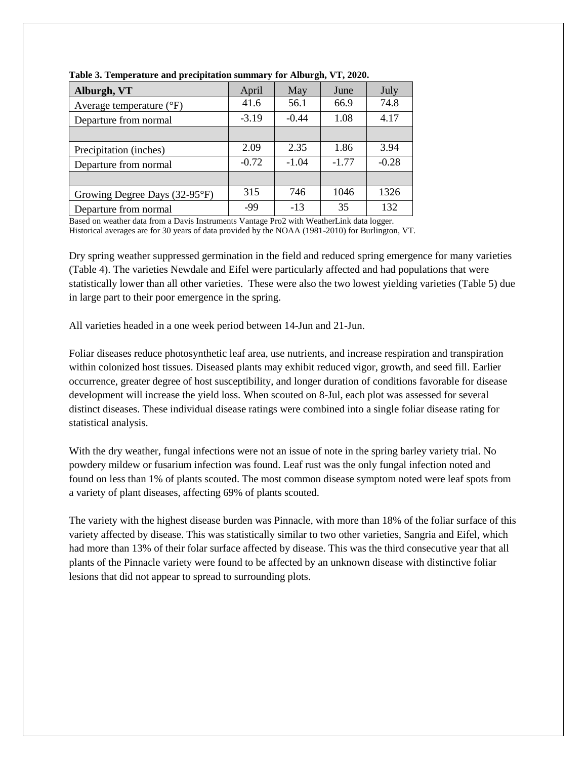**Table 3. Temperature and precipitation summary for Alburgh, VT, 2020.**

| Alburgh, VT | April | May | June | July |
|---|---|---|---|---|
| Average temperature (°F) | 41.6 | 56.1 | 66.9 | 74.8 |
| Departure from normal | -3.19 | -0.44 | 1.08 | 4.17 |
| | | | | |
| Precipitation (inches) | 2.09 | 2.35 | 1.86 | 3.94 |
| Departure from normal | -0.72 | -1.04 | -1.77 | -0.28 |
| | | | | |
| Growing Degree Days (32-95°F) | 315 | 746 | 1046 | 1326 |
| Departure from normal | -99 | -13 | 35 | 132 |

Based on weather data from a Davis Instruments Vantage Pro2 with WeatherLink data logger.
Historical averages are for 30 years of data provided by the NOAA (1981-2010) for Burlington, VT.

Dry spring weather suppressed germination in the field and reduced spring emergence for many varieties (Table 4). The varieties Newdale and Eifel were particularly affected and had populations that were statistically lower than all other varieties. These were also the two lowest yielding varieties (Table 5) due in large part to their poor emergence in the spring.

All varieties headed in a one week period between 14-Jun and 21-Jun.

Foliar diseases reduce photosynthetic leaf area, use nutrients, and increase respiration and transpiration within colonized host tissues. Diseased plants may exhibit reduced vigor, growth, and seed fill. Earlier occurrence, greater degree of host susceptibility, and longer duration of conditions favorable for disease development will increase the yield loss. When scouted on 8-Jul, each plot was assessed for several distinct diseases. These individual disease ratings were combined into a single foliar disease rating for statistical analysis.

With the dry weather, fungal infections were not an issue of note in the spring barley variety trial. No powdery mildew or fusarium infection was found. Leaf rust was the only fungal infection noted and found on less than 1% of plants scouted. The most common disease symptom noted were leaf spots from a variety of plant diseases, affecting 69% of plants scouted.

The variety with the highest disease burden was Pinnacle, with more than 18% of the foliar surface of this variety affected by disease. This was statistically similar to two other varieties, Sangria and Eifel, which had more than 13% of their folar surface affected by disease. This was the third consecutive year that all plants of the Pinnacle variety were found to be affected by an unknown disease with distinctive foliar lesions that did not appear to spread to surrounding plots.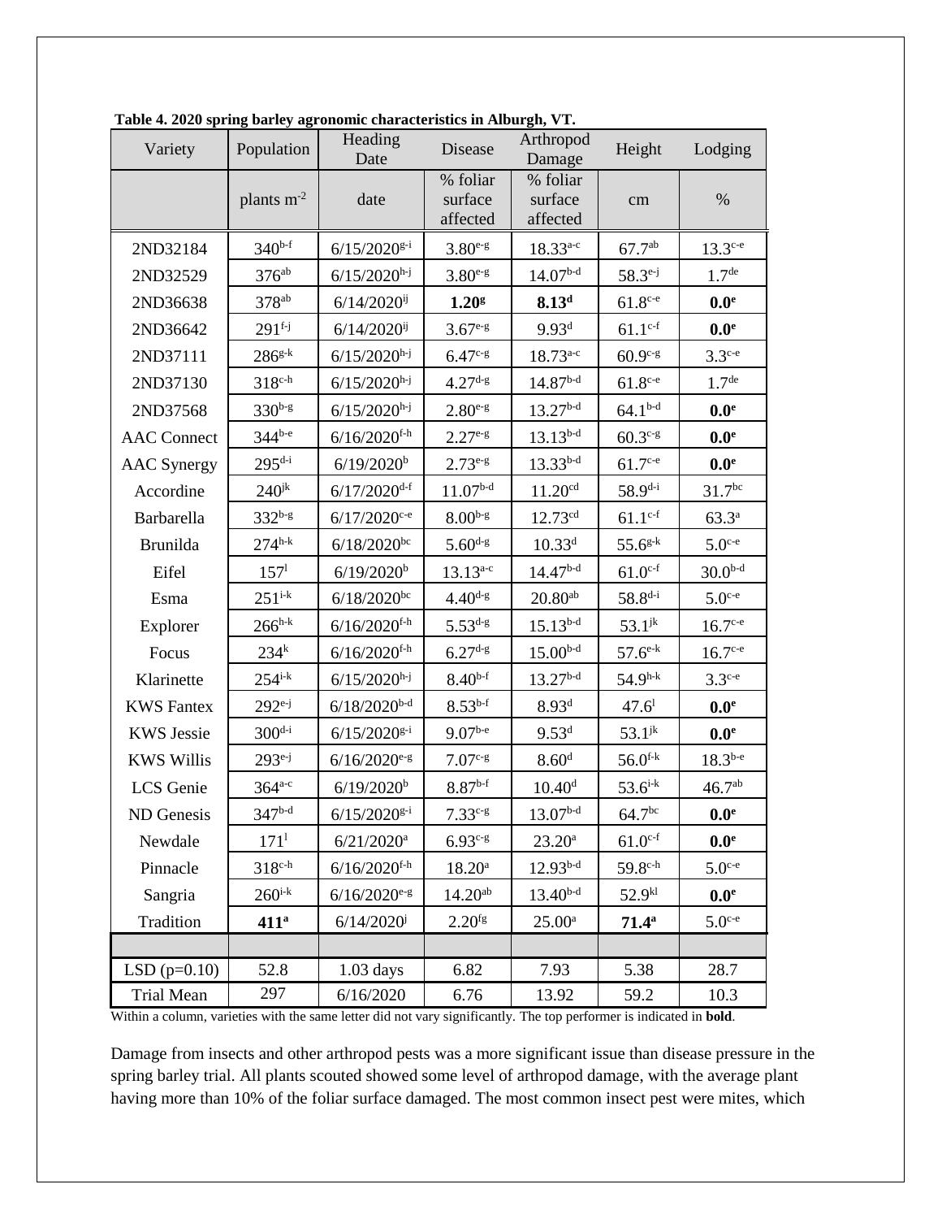**Table 4. 2020 spring barley agronomic characteristics in Alburgh, VT.**

| Variety | Population | Heading Date | Disease | Arthropod Damage | Height | Lodging |
|---|---|---|---|---|---|---|
| | plants $m^{-2}$ | date | % foliar surface affected | % foliar surface affected | cm | % |
| 2ND32184 | $340^{b-f}$ | $6/15/2020^{g-i}$ | $3.80^{e-g}$ | $18.33^{a-c}$ | $67.7^{ab}$ | $13.3^{c-e}$ |
| 2ND32529 | $376^{ab}$ | $6/15/2020^{h-j}$ | $3.80^{e-g}$ | $14.07^{b-d}$ | $58.3^{e-j}$ | $1.7^{de}$ |
| 2ND36638 | $378^{ab}$ | $6/14/2020^{ij}$ | $\mathbf{1.20^{g}}$ | $\mathbf{8.13^{d}}$ | $61.8^{c-e}$ | $\mathbf{0.0^{e}}$ |
| 2ND36642 | $291^{f-j}$ | $6/14/2020^{ij}$ | $3.67^{e-g}$ | $9.93^{d}$ | $61.1^{c-f}$ | $\mathbf{0.0^{e}}$ |
| 2ND37111 | $286^{g-k}$ | $6/15/2020^{h-j}$ | $6.47^{c-g}$ | $18.73^{a-c}$ | $60.9^{c-g}$ | $3.3^{c-e}$ |
| 2ND37130 | $318^{c-h}$ | $6/15/2020^{h-j}$ | $4.27^{d-g}$ | $14.87^{b-d}$ | $61.8^{c-e}$ | $1.7^{de}$ |
| 2ND37568 | $330^{b-g}$ | $6/15/2020^{h-j}$ | $2.80^{e-g}$ | $13.27^{b-d}$ | $64.1^{b-d}$ | $\mathbf{0.0^{e}}$ |
| AAC Connect | $344^{b-e}$ | $6/16/2020^{f-h}$ | $2.27^{e-g}$ | $13.13^{b-d}$ | $60.3^{c-g}$ | $\mathbf{0.0^{e}}$ |
| AAC Synergy | $295^{d-i}$ | $6/19/2020^{b}$ | $2.73^{e-g}$ | $13.33^{b-d}$ | $61.7^{c-e}$ | $\mathbf{0.0^{e}}$ |
| Accordine | $240^{jk}$ | $6/17/2020^{d-f}$ | $11.07^{b-d}$ | $11.20^{cd}$ | $58.9^{d-i}$ | $31.7^{bc}$ |
| Barbarella | $332^{b-g}$ | $6/17/2020^{c-e}$ | $8.00^{b-g}$ | $12.73^{cd}$ | $61.1^{c-f}$ | $63.3^{a}$ |
| Brunilda | $274^{h-k}$ | $6/18/2020^{bc}$ | $5.60^{d-g}$ | $10.33^{d}$ | $55.6^{g-k}$ | $5.0^{c-e}$ |
| Eifel | $157^{l}$ | $6/19/2020^{b}$ | $13.13^{a-c}$ | $14.47^{b-d}$ | $61.0^{c-f}$ | $30.0^{b-d}$ |
| Esma | $251^{i-k}$ | $6/18/2020^{bc}$ | $4.40^{d-g}$ | $20.80^{ab}$ | $58.8^{d-i}$ | $5.0^{c-e}$ |
| Explorer | $266^{h-k}$ | $6/16/2020^{f-h}$ | $5.53^{d-g}$ | $15.13^{b-d}$ | $53.1^{jk}$ | $16.7^{c-e}$ |
| Focus | $234^{k}$ | $6/16/2020^{f-h}$ | $6.27^{d-g}$ | $15.00^{b-d}$ | $57.6^{e-k}$ | $16.7^{c-e}$ |
| Klarinette | $254^{i-k}$ | $6/15/2020^{h-j}$ | $8.40^{b-f}$ | $13.27^{b-d}$ | $54.9^{h-k}$ | $3.3^{c-e}$ |
| KWS Fantex | $292^{e-j}$ | $6/18/2020^{b-d}$ | $8.53^{b-f}$ | $8.93^{d}$ | $47.6^{l}$ | $\mathbf{0.0^{e}}$ |
| KWS Jessie | $300^{d-i}$ | $6/15/2020^{g-i}$ | $9.07^{b-e}$ | $9.53^{d}$ | $53.1^{jk}$ | $\mathbf{0.0^{e}}$ |
| KWS Willis | $293^{e-j}$ | $6/16/2020^{e-g}$ | $7.07^{c-g}$ | $8.60^{d}$ | $56.0^{f-k}$ | $18.3^{b-e}$ |
| LCS Genie | $364^{a-c}$ | $6/19/2020^{b}$ | $8.87^{b-f}$ | $10.40^{d}$ | $53.6^{i-k}$ | $46.7^{ab}$ |
| ND Genesis | $347^{b-d}$ | $6/15/2020^{g-i}$ | $7.33^{c-g}$ | $13.07^{b-d}$ | $64.7^{bc}$ | $\mathbf{0.0^{e}}$ |
| Newdale | $171^{l}$ | $6/21/2020^{a}$ | $6.93^{c-g}$ | $23.20^{a}$ | $61.0^{c-f}$ | $\mathbf{0.0^{e}}$ |
| Pinnacle | $318^{c-h}$ | $6/16/2020^{f-h}$ | $18.20^{a}$ | $12.93^{b-d}$ | $59.8^{c-h}$ | $5.0^{c-e}$ |
| Sangria | $260^{i-k}$ | $6/16/2020^{e-g}$ | $14.20^{ab}$ | $13.40^{b-d}$ | $52.9^{kl}$ | $\mathbf{0.0^{e}}$ |
| Tradition | $\mathbf{411^{a}}$ | $6/14/2020^{j}$ | $2.20^{fg}$ | $25.00^{a}$ | $\mathbf{71.4^{a}}$ | $5.0^{c-e}$ |
| | | | | | | |
| LSD (p=0.10) | 52.8 | 1.03 days | 6.82 | 7.93 | 5.38 | 28.7 |
| Trial Mean | 297 | 6/16/2020 | 6.76 | 13.92 | 59.2 | 10.3 |

Within a column, varieties with the same letter did not vary significantly. The top performer is indicated in **bold**.

Damage from insects and other arthropod pests was a more significant issue than disease pressure in the spring barley trial. All plants scouted showed some level of arthropod damage, with the average plant having more than 10% of the foliar surface damaged. The most common insect pest were mites, which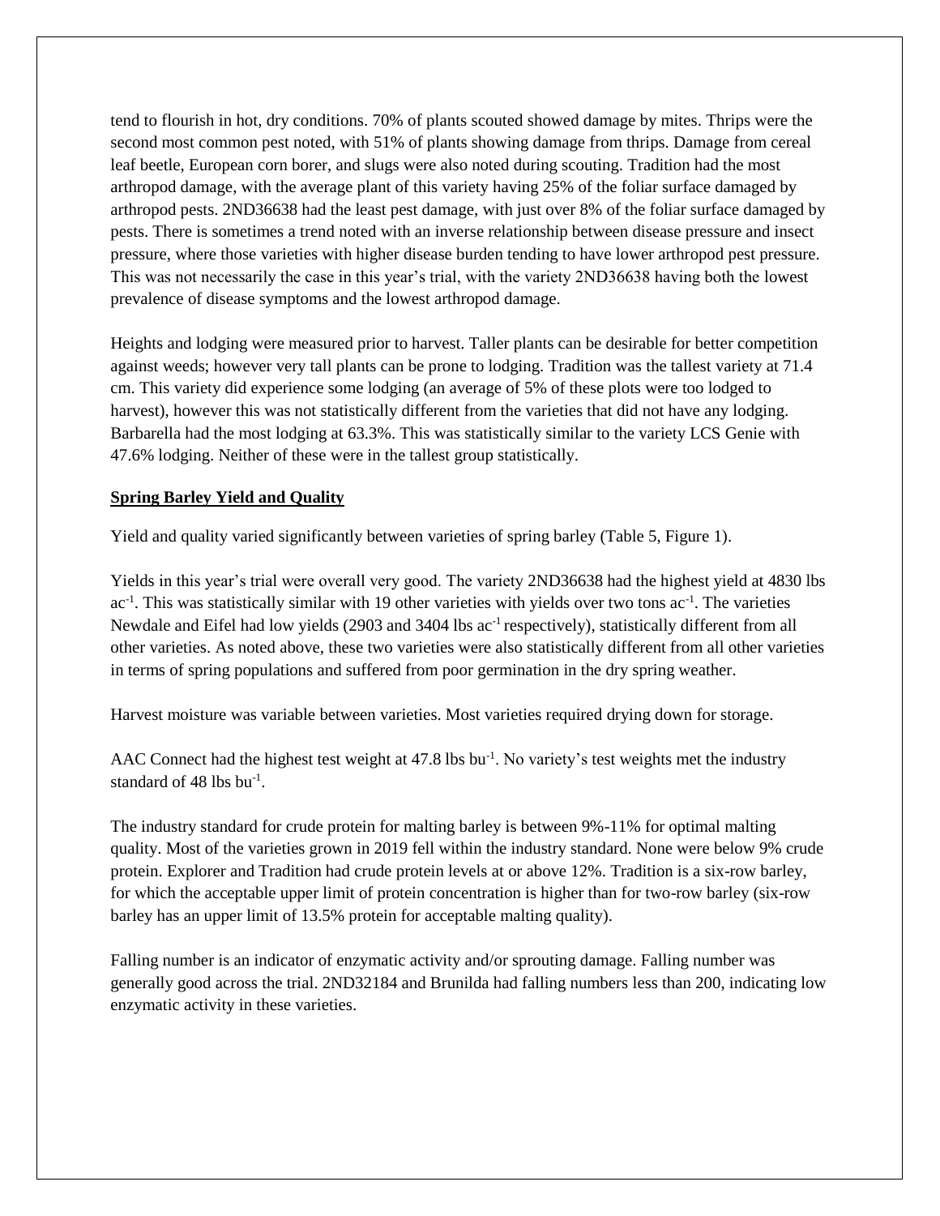tend to flourish in hot, dry conditions. 70% of plants scouted showed damage by mites. Thrips were the second most common pest noted, with 51% of plants showing damage from thrips. Damage from cereal leaf beetle, European corn borer, and slugs were also noted during scouting. Tradition had the most arthropod damage, with the average plant of this variety having 25% of the foliar surface damaged by arthropod pests. 2ND36638 had the least pest damage, with just over 8% of the foliar surface damaged by pests. There is sometimes a trend noted with an inverse relationship between disease pressure and insect pressure, where those varieties with higher disease burden tending to have lower arthropod pest pressure. This was not necessarily the case in this year's trial, with the variety 2ND36638 having both the lowest prevalence of disease symptoms and the lowest arthropod damage.

Heights and lodging were measured prior to harvest. Taller plants can be desirable for better competition against weeds; however very tall plants can be prone to lodging. Tradition was the tallest variety at 71.4 cm. This variety did experience some lodging (an average of 5% of these plots were too lodged to harvest), however this was not statistically different from the varieties that did not have any lodging. Barbarella had the most lodging at 63.3%. This was statistically similar to the variety LCS Genie with 47.6% lodging. Neither of these were in the tallest group statistically.

## Spring Barley Yield and Quality

Yield and quality varied significantly between varieties of spring barley (Table 5, Figure 1).

Yields in this year's trial were overall very good. The variety 2ND36638 had the highest yield at 4830 lbs $ac^{-1}$. This was statistically similar with 19 other varieties with yields over two tons $ac^{-1}$. The varieties Newdale and Eifel had low yields (2903 and 3404 lbs $ac^{-1}$ respectively), statistically different from all other varieties. As noted above, these two varieties were also statistically different from all other varieties in terms of spring populations and suffered from poor germination in the dry spring weather.

Harvest moisture was variable between varieties. Most varieties required drying down for storage.

AAC Connect had the highest test weight at 47.8 lbs $bu^{-1}$. No variety's test weights met the industry standard of 48 lbs $bu^{-1}$.

The industry standard for crude protein for malting barley is between 9%-11% for optimal malting quality. Most of the varieties grown in 2019 fell within the industry standard. None were below 9% crude protein. Explorer and Tradition had crude protein levels at or above 12%. Tradition is a six-row barley, for which the acceptable upper limit of protein concentration is higher than for two-row barley (six-row barley has an upper limit of 13.5% protein for acceptable malting quality).

Falling number is an indicator of enzymatic activity and/or sprouting damage. Falling number was generally good across the trial. 2ND32184 and Brunilda had falling numbers less than 200, indicating low enzymatic activity in these varieties.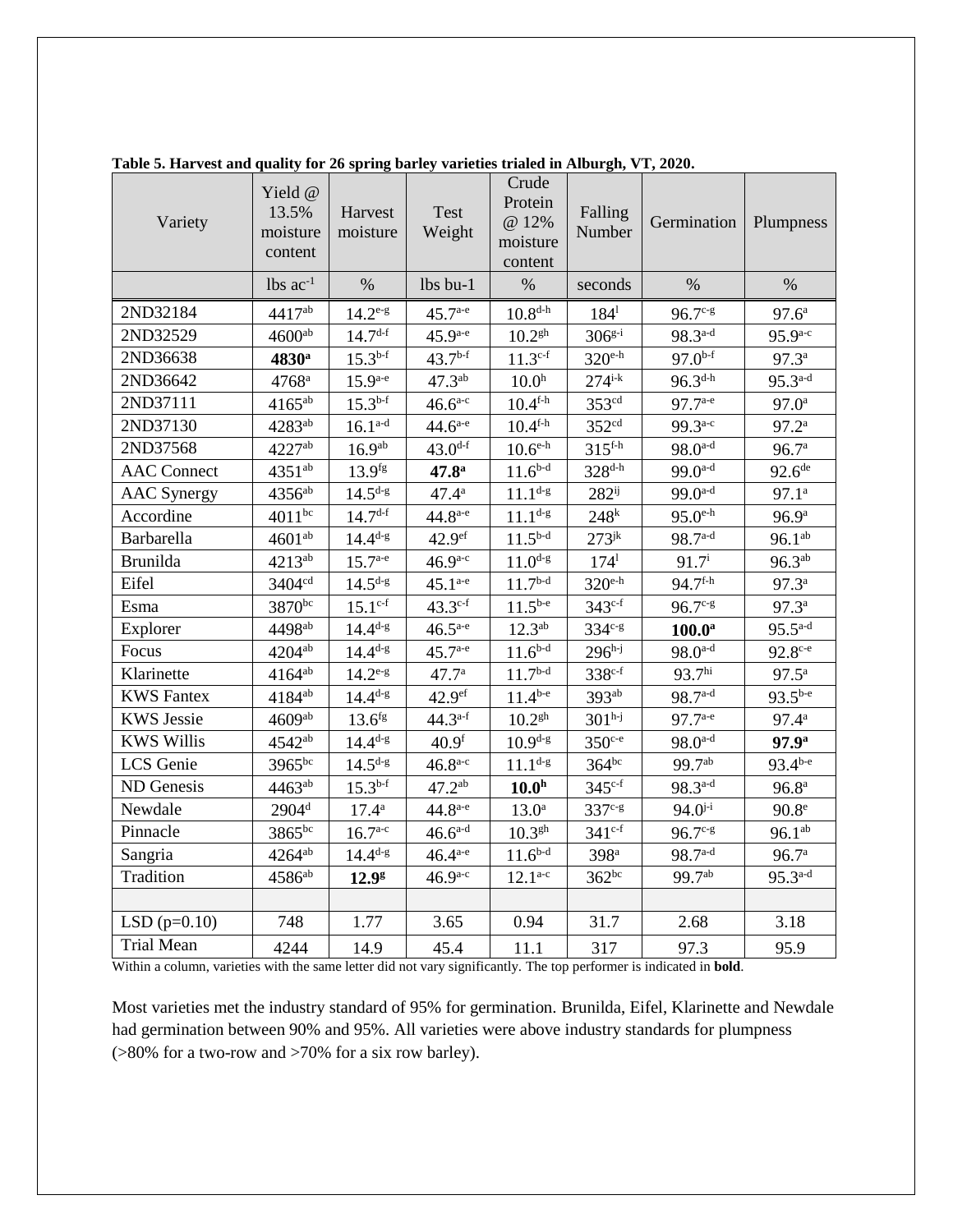**Table 5. Harvest and quality for 26 spring barley varieties trialed in Alburgh, VT, 2020.**

| Variety | Yield @ 13.5% moisture content | Harvest moisture | Test Weight | Crude Protein @ 12% moisture content | Falling Number | Germination | Plumpness |
|---|---|---|---|---|---|---|---|
| | lbs ac$^{-1}$ | % | lbs bu-1 | % | seconds | % | % |
| 2ND32184 | 4417$^{ab}$ | 14.2$^{e-g}$ | 45.7$^{a-e}$ | 10.8$^{d-h}$ | 184$^{l}$ | 96.7$^{c-g}$ | 97.6$^{a}$ |
| 2ND32529 | 4600$^{ab}$ | 14.7$^{d-f}$ | 45.9$^{a-e}$ | 10.2$^{gh}$ | 306$^{g-i}$ | 98.3$^{a-d}$ | 95.9$^{a-c}$ |
| 2ND36638 | **4830$^{a}$** | 15.3$^{b-f}$ | 43.7$^{b-f}$ | 11.3$^{c-f}$ | 320$^{e-h}$ | 97.0$^{b-f}$ | 97.3$^{a}$ |
| 2ND36642 | 4768$^{a}$ | 15.9$^{a-e}$ | 47.3$^{ab}$ | 10.0$^{h}$ | 274$^{i-k}$ | 96.3$^{d-h}$ | 95.3$^{a-d}$ |
| 2ND37111 | 4165$^{ab}$ | 15.3$^{b-f}$ | 46.6$^{a-c}$ | 10.4$^{f-h}$ | 353$^{cd}$ | 97.7$^{a-e}$ | 97.0$^{a}$ |
| 2ND37130 | 4283$^{ab}$ | 16.1$^{a-d}$ | 44.6$^{a-e}$ | 10.4$^{f-h}$ | 352$^{cd}$ | 99.3$^{a-c}$ | 97.2$^{a}$ |
| 2ND37568 | 4227$^{ab}$ | 16.9$^{ab}$ | 43.0$^{d-f}$ | 10.6$^{e-h}$ | 315$^{f-h}$ | 98.0$^{a-d}$ | 96.7$^{a}$ |
| AAC Connect | 4351$^{ab}$ | 13.9$^{fg}$ | **47.8$^{a}$** | 11.6$^{b-d}$ | 328$^{d-h}$ | 99.0$^{a-d}$ | 92.6$^{de}$ |
| AAC Synergy | 4356$^{ab}$ | 14.5$^{d-g}$ | 47.4$^{a}$ | 11.1$^{d-g}$ | 282$^{ij}$ | 99.0$^{a-d}$ | 97.1$^{a}$ |
| Accordine | 4011$^{bc}$ | 14.7$^{d-f}$ | 44.8$^{a-e}$ | 11.1$^{d-g}$ | 248$^{k}$ | 95.0$^{e-h}$ | 96.9$^{a}$ |
| Barbarella | 4601$^{ab}$ | 14.4$^{d-g}$ | 42.9$^{ef}$ | 11.5$^{b-d}$ | 273$^{jk}$ | 98.7$^{a-d}$ | 96.1$^{ab}$ |
| Brunilda | 4213$^{ab}$ | 15.7$^{a-e}$ | 46.9$^{a-c}$ | 11.0$^{d-g}$ | 174$^{l}$ | 91.7$^{i}$ | 96.3$^{ab}$ |
| Eifel | 3404$^{cd}$ | 14.5$^{d-g}$ | 45.1$^{a-e}$ | 11.7$^{b-d}$ | 320$^{e-h}$ | 94.7$^{f-h}$ | 97.3$^{a}$ |
| Esma | 3870$^{bc}$ | 15.1$^{c-f}$ | 43.3$^{c-f}$ | 11.5$^{b-e}$ | 343$^{c-f}$ | 96.7$^{c-g}$ | 97.3$^{a}$ |
| Explorer | 4498$^{ab}$ | 14.4$^{d-g}$ | 46.5$^{a-e}$ | 12.3$^{ab}$ | 334$^{c-g}$ | **100.0$^{a}$** | 95.5$^{a-d}$ |
| Focus | 4204$^{ab}$ | 14.4$^{d-g}$ | 45.7$^{a-e}$ | 11.6$^{b-d}$ | 296$^{h-j}$ | 98.0$^{a-d}$ | 92.8$^{c-e}$ |
| Klarinette | 4164$^{ab}$ | 14.2$^{e-g}$ | 47.7$^{a}$ | 11.7$^{b-d}$ | 338$^{c-f}$ | 93.7$^{hi}$ | 97.5$^{a}$ |
| KWS Fantex | 4184$^{ab}$ | 14.4$^{d-g}$ | 42.9$^{ef}$ | 11.4$^{b-e}$ | 393$^{ab}$ | 98.7$^{a-d}$ | 93.5$^{b-e}$ |
| KWS Jessie | 4609$^{ab}$ | 13.6$^{fg}$ | 44.3$^{a-f}$ | 10.2$^{gh}$ | 301$^{h-j}$ | 97.7$^{a-e}$ | 97.4$^{a}$ |
| KWS Willis | 4542$^{ab}$ | 14.4$^{d-g}$ | 40.9$^{f}$ | 10.9$^{d-g}$ | 350$^{c-e}$ | 98.0$^{a-d}$ | **97.9$^{a}$** |
| LCS Genie | 3965$^{bc}$ | 14.5$^{d-g}$ | 46.8$^{a-c}$ | 11.1$^{d-g}$ | 364$^{bc}$ | 99.7$^{ab}$ | 93.4$^{b-e}$ |
| ND Genesis | 4463$^{ab}$ | 15.3$^{b-f}$ | 47.2$^{ab}$ | **10.0$^{h}$** | 345$^{c-f}$ | 98.3$^{a-d}$ | 96.8$^{a}$ |
| Newdale | 2904$^{d}$ | 17.4$^{a}$ | 44.8$^{a-e}$ | 13.0$^{a}$ | 337$^{c-g}$ | 94.0$^{g-i}$ | 90.8$^{e}$ |
| Pinnacle | 3865$^{bc}$ | 16.7$^{a-c}$ | 46.6$^{a-d}$ | 10.3$^{gh}$ | 341$^{c-f}$ | 96.7$^{c-g}$ | 96.1$^{ab}$ |
| Sangria | 4264$^{ab}$ | 14.4$^{d-g}$ | 46.4$^{a-e}$ | 11.6$^{b-d}$ | 398$^{a}$ | 98.7$^{a-d}$ | 96.7$^{a}$ |
| Tradition | 4586$^{ab}$ | **12.9$^{g}$** | 46.9$^{a-c}$ | 12.1$^{a-c}$ | 362$^{bc}$ | 99.7$^{ab}$ | 95.3$^{a-d}$ |
| | | | | | | | |
| LSD (p=0.10) | 748 | 1.77 | 3.65 | 0.94 | 31.7 | 2.68 | 3.18 |
| Trial Mean | 4244 | 14.9 | 45.4 | 11.1 | 317 | 97.3 | 95.9 |

Within a column, varieties with the same letter did not vary significantly. The top performer is indicated in **bold**.

Most varieties met the industry standard of 95% for germination. Brunilda, Eifel, Klarinette and Newdale had germination between 90% and 95%. All varieties were above industry standards for plumpness (>80% for a two-row and >70% for a six row barley).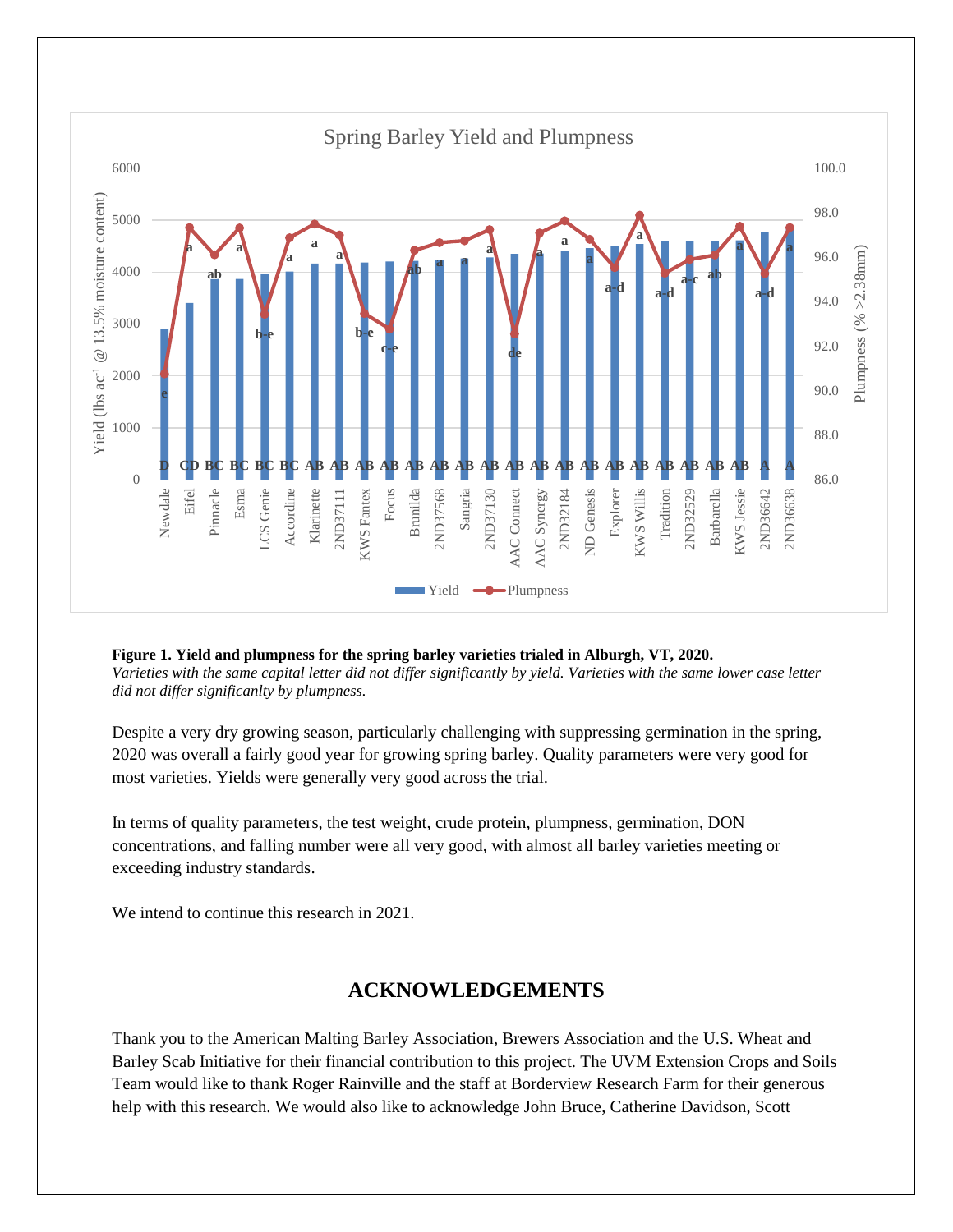**Figure 1. Yield and plumpness for the spring barley varieties trialed in Alburgh, VT, 2020.**
*Varieties with the same capital letter did not differ significantly by yield. Varieties with the same lower case letter did not differ significanlty by plumpness.*

Despite a very dry growing season, particularly challenging with suppressing germination in the spring, 2020 was overall a fairly good year for growing spring barley. Quality parameters were very good for most varieties. Yields were generally very good across the trial.

In terms of quality parameters, the test weight, crude protein, plumpness, germination, DON concentrations, and falling number were all very good, with almost all barley varieties meeting or exceeding industry standards.

We intend to continue this research in 2021.

## ACKNOWLEDGEMENTS

Thank you to the American Malting Barley Association, Brewers Association and the U.S. Wheat and Barley Scab Initiative for their financial contribution to this project. The UVM Extension Crops and Soils Team would like to thank Roger Rainville and the staff at Borderview Research Farm for their generous help with this research. We would also like to acknowledge John Bruce, Catherine Davidson, Scott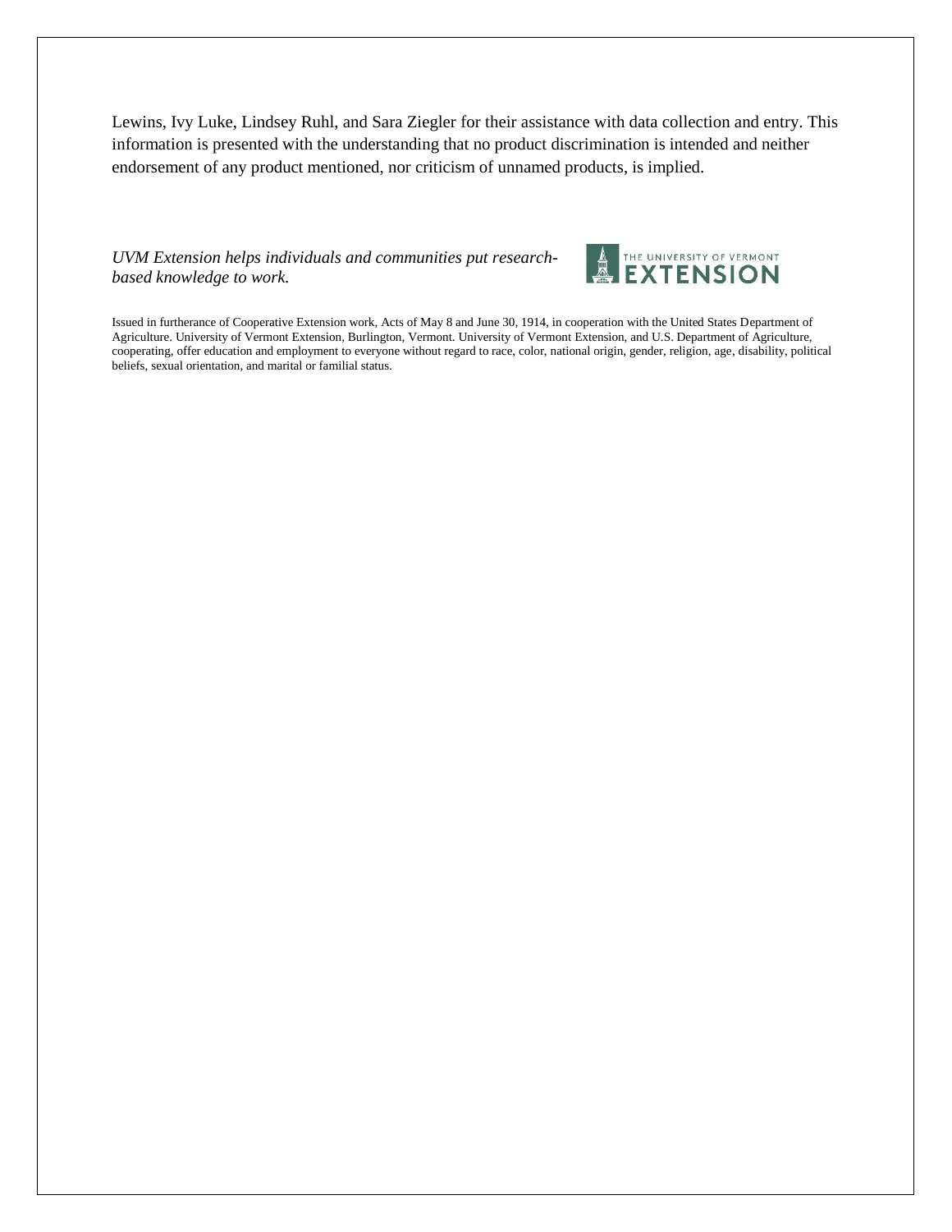Lewins, Ivy Luke, Lindsey Ruhl, and Sara Ziegler for their assistance with data collection and entry. This information is presented with the understanding that no product discrimination is intended and neither endorsement of any product mentioned, nor criticism of unnamed products, is implied.

*UVM Extension helps individuals and communities put research-based knowledge to work.*

Issued in furtherance of Cooperative Extension work, Acts of May 8 and June 30, 1914, in cooperation with the United States Department of Agriculture. University of Vermont Extension, Burlington, Vermont. University of Vermont Extension, and U.S. Department of Agriculture, cooperating, offer education and employment to everyone without regard to race, color, national origin, gender, religion, age, disability, political beliefs, sexual orientation, and marital or familial status.